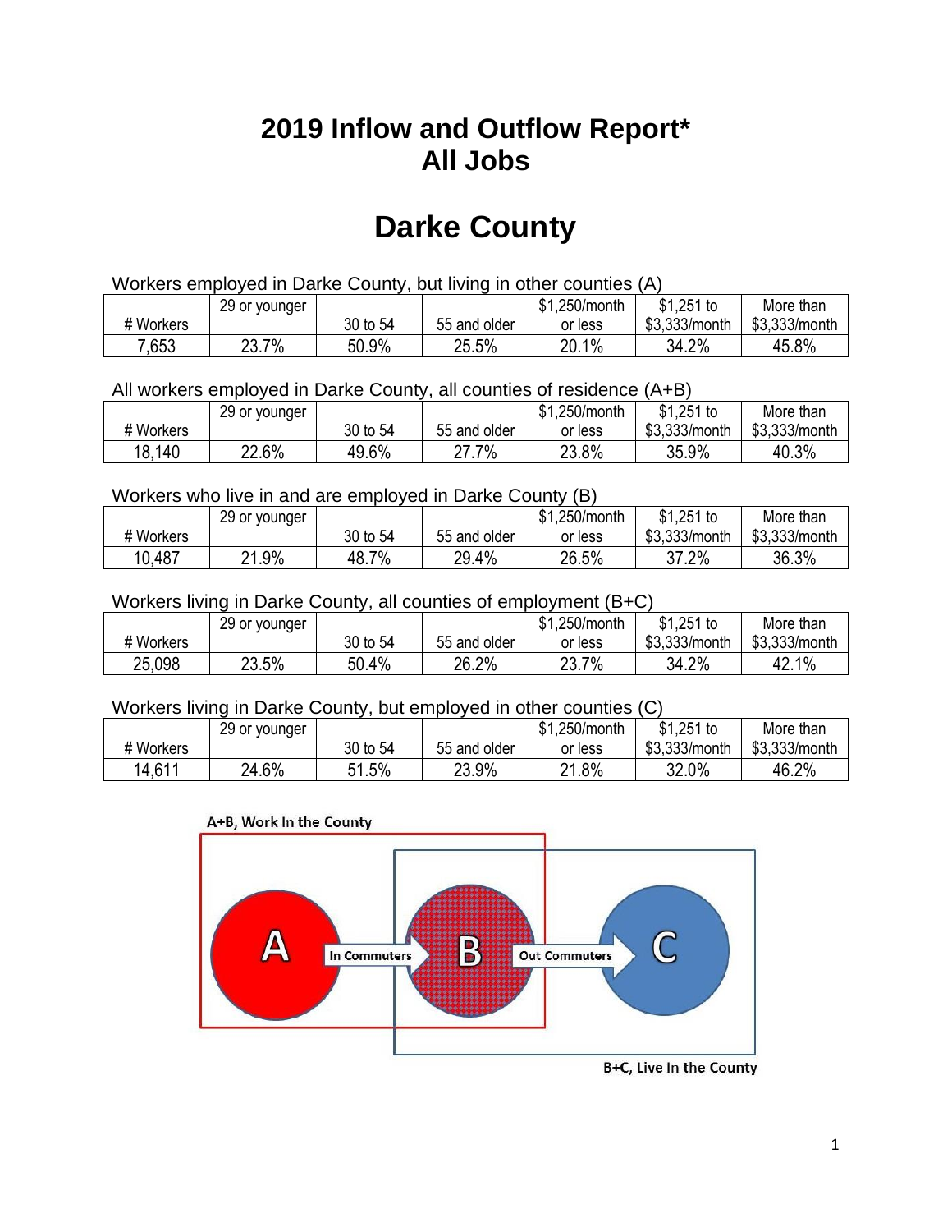# 2019 Inflow and Outflow Report*
# All Jobs

# Darke County

Workers employed in Darke County, but living in other counties (A)

| # Workers | 29 or younger | 30 to 54 | 55 and older | $1,250/month or less | $1,251 to $3,333/month | More than $3,333/month |
|---|---|---|---|---|---|---|
| 7,653 | 23.7% | 50.9% | 25.5% | 20.1% | 34.2% | 45.8% |

All workers employed in Darke County, all counties of residence (A+B)

| # Workers | 29 or younger | 30 to 54 | 55 and older | $1,250/month or less | $1,251 to $3,333/month | More than $3,333/month |
|---|---|---|---|---|---|---|
| 18,140 | 22.6% | 49.6% | 27.7% | 23.8% | 35.9% | 40.3% |

Workers who live in and are employed in Darke County (B)

| # Workers | 29 or younger | 30 to 54 | 55 and older | $1,250/month or less | $1,251 to $3,333/month | More than $3,333/month |
|---|---|---|---|---|---|---|
| 10,487 | 21.9% | 48.7% | 29.4% | 26.5% | 37.2% | 36.3% |

Workers living in Darke County, all counties of employment (B+C)

| # Workers | 29 or younger | 30 to 54 | 55 and older | $1,250/month or less | $1,251 to $3,333/month | More than $3,333/month |
|---|---|---|---|---|---|---|
| 25,098 | 23.5% | 50.4% | 26.2% | 23.7% | 34.2% | 42.1% |

Workers living in Darke County, but employed in other counties (C)

| # Workers | 29 or younger | 30 to 54 | 55 and older | $1,250/month or less | $1,251 to $3,333/month | More than $3,333/month |
|---|---|---|---|---|---|---|
| 14,611 | 24.6% | 51.5% | 23.9% | 21.8% | 32.0% | 46.2% |

A+B, Work In the County

A — In Commuters → B — Out Commuters → C

B+C, Live In the County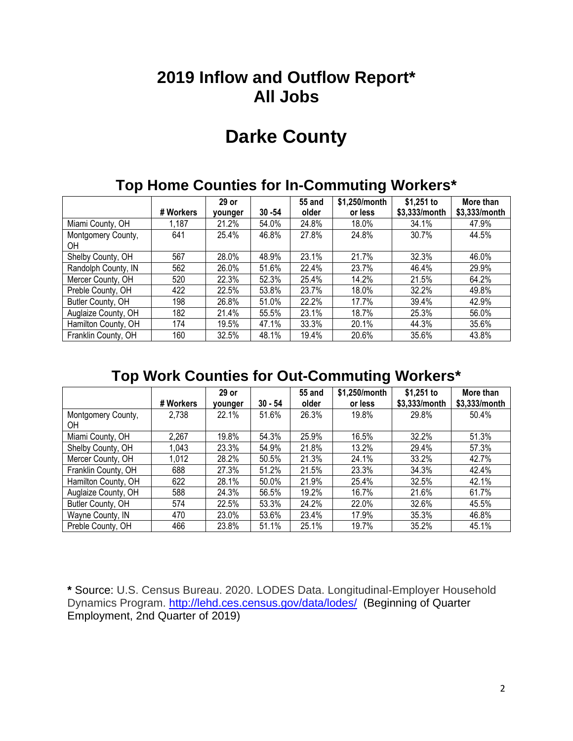# 2019 Inflow and Outflow Report*
# All Jobs

# Darke County

## Top Home Counties for In-Commuting Workers*

| | # Workers | 29 or younger | 30 -54 | 55 and older | $1,250/month or less | $1,251 to $3,333/month | More than $3,333/month |
|---|---|---|---|---|---|---|---|
| Miami County, OH | 1,187 | 21.2% | 54.0% | 24.8% | 18.0% | 34.1% | 47.9% |
| Montgomery County, OH | 641 | 25.4% | 46.8% | 27.8% | 24.8% | 30.7% | 44.5% |
| Shelby County, OH | 567 | 28.0% | 48.9% | 23.1% | 21.7% | 32.3% | 46.0% |
| Randolph County, IN | 562 | 26.0% | 51.6% | 22.4% | 23.7% | 46.4% | 29.9% |
| Mercer County, OH | 520 | 22.3% | 52.3% | 25.4% | 14.2% | 21.5% | 64.2% |
| Preble County, OH | 422 | 22.5% | 53.8% | 23.7% | 18.0% | 32.2% | 49.8% |
| Butler County, OH | 198 | 26.8% | 51.0% | 22.2% | 17.7% | 39.4% | 42.9% |
| Auglaize County, OH | 182 | 21.4% | 55.5% | 23.1% | 18.7% | 25.3% | 56.0% |
| Hamilton County, OH | 174 | 19.5% | 47.1% | 33.3% | 20.1% | 44.3% | 35.6% |
| Franklin County, OH | 160 | 32.5% | 48.1% | 19.4% | 20.6% | 35.6% | 43.8% |

## Top Work Counties for Out-Commuting Workers*

| | # Workers | 29 or younger | 30 - 54 | 55 and older | $1,250/month or less | $1,251 to $3,333/month | More than $3,333/month |
|---|---|---|---|---|---|---|---|
| Montgomery County, OH | 2,738 | 22.1% | 51.6% | 26.3% | 19.8% | 29.8% | 50.4% |
| Miami County, OH | 2,267 | 19.8% | 54.3% | 25.9% | 16.5% | 32.2% | 51.3% |
| Shelby County, OH | 1,043 | 23.3% | 54.9% | 21.8% | 13.2% | 29.4% | 57.3% |
| Mercer County, OH | 1,012 | 28.2% | 50.5% | 21.3% | 24.1% | 33.2% | 42.7% |
| Franklin County, OH | 688 | 27.3% | 51.2% | 21.5% | 23.3% | 34.3% | 42.4% |
| Hamilton County, OH | 622 | 28.1% | 50.0% | 21.9% | 25.4% | 32.5% | 42.1% |
| Auglaize County, OH | 588 | 24.3% | 56.5% | 19.2% | 16.7% | 21.6% | 61.7% |
| Butler County, OH | 574 | 22.5% | 53.3% | 24.2% | 22.0% | 32.6% | 45.5% |
| Wayne County, IN | 470 | 23.0% | 53.6% | 23.4% | 17.9% | 35.3% | 46.8% |
| Preble County, OH | 466 | 23.8% | 51.1% | 25.1% | 19.7% | 35.2% | 45.1% |

**\*** Source: U.S. Census Bureau. 2020. LODES Data. Longitudinal-Employer Household Dynamics Program. http://lehd.ces.census.gov/data/lodes/ (Beginning of Quarter Employment, 2nd Quarter of 2019)